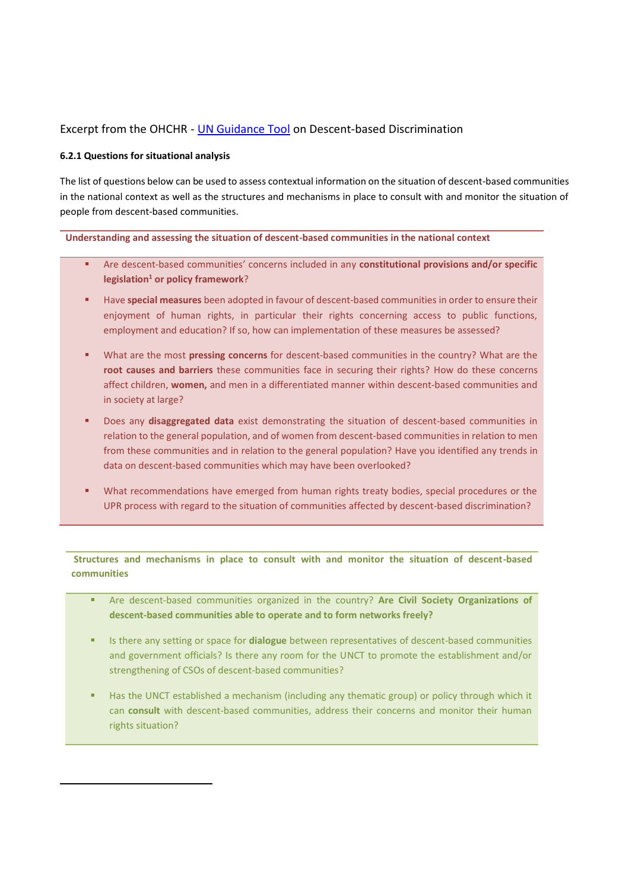Excerpt from the OHCHR - [UN Guidance Tool]() on Descent-based Discrimination

#### 6.2.1 Questions for situational analysis

The list of questions below can be used to assess contextual information on the situation of descent-based communities in the national context as well as the structures and mechanisms in place to consult with and monitor the situation of people from descent-based communities.

**Understanding and assessing the situation of descent-based communities in the national context**

- Are descent-based communities' concerns included in any **constitutional provisions and/or specific legislation**[1] **or policy framework**?
- Have **special measures** been adopted in favour of descent-based communities in order to ensure their enjoyment of human rights, in particular their rights concerning access to public functions, employment and education? If so, how can implementation of these measures be assessed?
- What are the most **pressing concerns** for descent-based communities in the country? What are the **root causes and barriers** these communities face in securing their rights? How do these concerns affect children, **women,** and men in a differentiated manner within descent-based communities and in society at large?
- Does any **disaggregated data** exist demonstrating the situation of descent-based communities in relation to the general population, and of women from descent-based communities in relation to men from these communities and in relation to the general population? Have you identified any trends in data on descent-based communities which may have been overlooked?
- What recommendations have emerged from human rights treaty bodies, special procedures or the UPR process with regard to the situation of communities affected by descent-based discrimination?

**Structures and mechanisms in place to consult with and monitor the situation of descent-based communities**

- Are descent-based communities organized in the country? **Are Civil Society Organizations of descent-based communities able to operate and to form networks freely?**
- Is there any setting or space for **dialogue** between representatives of descent-based communities and government officials? Is there any room for the UNCT to promote the establishment and/or strengthening of CSOs of descent-based communities?
- Has the UNCT established a mechanism (including any thematic group) or policy through which it can **consult** with descent-based communities, address their concerns and monitor their human rights situation?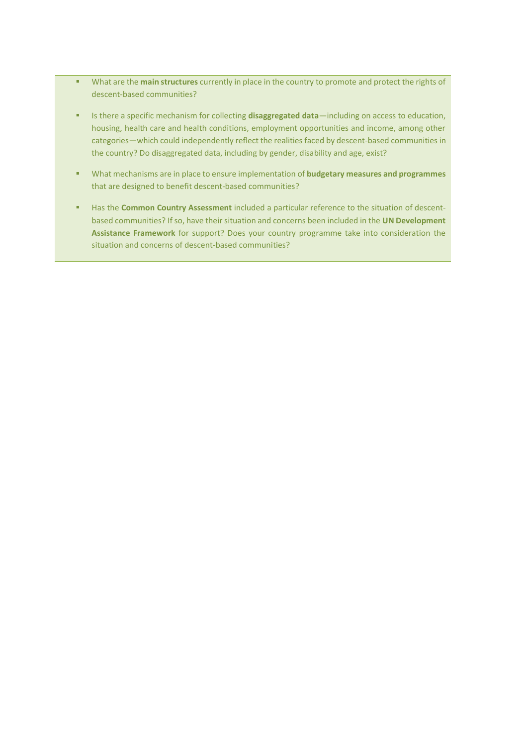- What are the **main structures** currently in place in the country to promote and protect the rights of descent-based communities?
- Is there a specific mechanism for collecting **disaggregated data**—including on access to education, housing, health care and health conditions, employment opportunities and income, among other categories—which could independently reflect the realities faced by descent-based communities in the country? Do disaggregated data, including by gender, disability and age, exist?
- What mechanisms are in place to ensure implementation of **budgetary measures and programmes** that are designed to benefit descent-based communities?
- Has the **Common Country Assessment** included a particular reference to the situation of descent-based communities? If so, have their situation and concerns been included in the **UN Development Assistance Framework** for support? Does your country programme take into consideration the situation and concerns of descent-based communities?